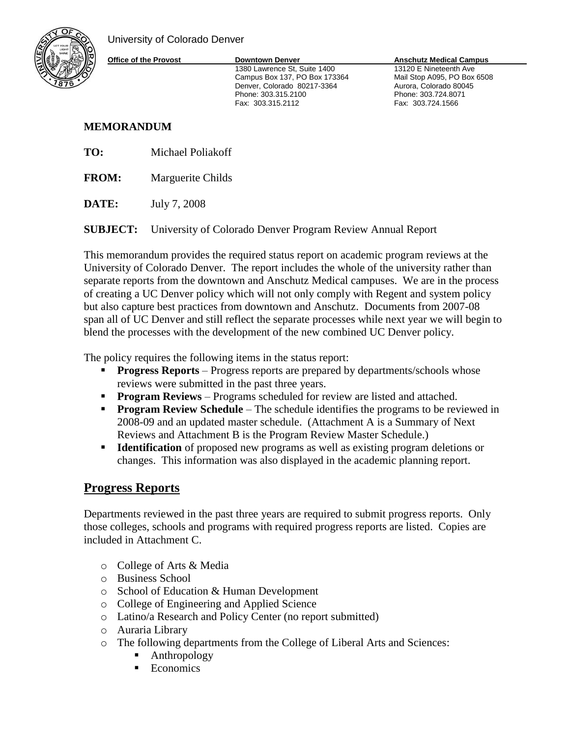University of Colorado Denver

**Office of the Provost**

**Downtown Denver**
1380 Lawrence St, Suite 1400
Campus Box 137, PO Box 173364
Denver, Colorado 80217-3364
Phone: 303.315.2100
Fax: 303.315.2112

**Anschutz Medical Campus**
13120 E Nineteenth Ave
Mail Stop A095, PO Box 6508
Aurora, Colorado 80045
Phone: 303.724.8071
Fax: 303.724.1566

## MEMORANDUM

**TO:** Michael Poliakoff

**FROM:** Marguerite Childs

**DATE:** July 7, 2008

**SUBJECT:** University of Colorado Denver Program Review Annual Report

This memorandum provides the required status report on academic program reviews at the University of Colorado Denver. The report includes the whole of the university rather than separate reports from the downtown and Anschutz Medical campuses. We are in the process of creating a UC Denver policy which will not only comply with Regent and system policy but also capture best practices from downtown and Anschutz. Documents from 2007-08 span all of UC Denver and still reflect the separate processes while next year we will begin to blend the processes with the development of the new combined UC Denver policy.

The policy requires the following items in the status report:

- **Progress Reports** – Progress reports are prepared by departments/schools whose reviews were submitted in the past three years.
- **Program Reviews** – Programs scheduled for review are listed and attached.
- **Program Review Schedule** – The schedule identifies the programs to be reviewed in 2008-09 and an updated master schedule. (Attachment A is a Summary of Next Reviews and Attachment B is the Program Review Master Schedule.)
- **Identification** of proposed new programs as well as existing program deletions or changes. This information was also displayed in the academic planning report.

## Progress Reports

Departments reviewed in the past three years are required to submit progress reports. Only those colleges, schools and programs with required progress reports are listed. Copies are included in Attachment C.

- College of Arts & Media
- Business School
- School of Education & Human Development
- College of Engineering and Applied Science
- Latino/a Research and Policy Center (no report submitted)
- Auraria Library
- The following departments from the College of Liberal Arts and Sciences:
  - Anthropology
  - Economics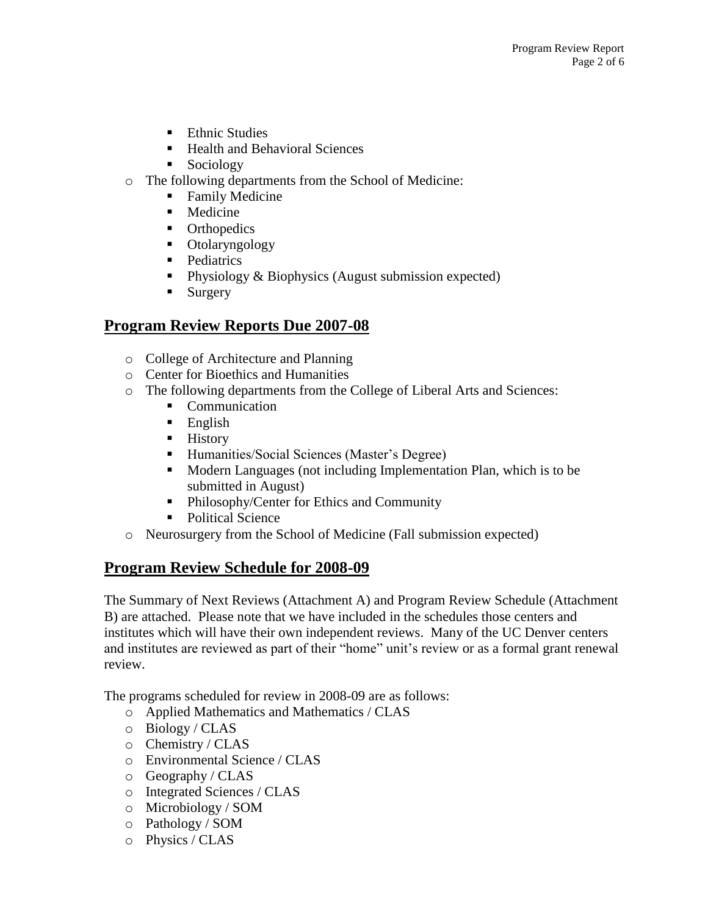- Ethnic Studies
    - Health and Behavioral Sciences
    - Sociology
- The following departments from the School of Medicine:
    - Family Medicine
    - Medicine
    - Orthopedics
    - Otolaryngology
    - Pediatrics
    - Physiology & Biophysics (August submission expected)
    - Surgery

## Program Review Reports Due 2007-08

- College of Architecture and Planning
- Center for Bioethics and Humanities
- The following departments from the College of Liberal Arts and Sciences:
    - Communication
    - English
    - History
    - Humanities/Social Sciences (Master's Degree)
    - Modern Languages (not including Implementation Plan, which is to be submitted in August)
    - Philosophy/Center for Ethics and Community
    - Political Science
- Neurosurgery from the School of Medicine (Fall submission expected)

## Program Review Schedule for 2008-09

The Summary of Next Reviews (Attachment A) and Program Review Schedule (Attachment B) are attached. Please note that we have included in the schedules those centers and institutes which will have their own independent reviews. Many of the UC Denver centers and institutes are reviewed as part of their "home" unit's review or as a formal grant renewal review.

The programs scheduled for review in 2008-09 are as follows:

- Applied Mathematics and Mathematics / CLAS
- Biology / CLAS
- Chemistry / CLAS
- Environmental Science / CLAS
- Geography / CLAS
- Integrated Sciences / CLAS
- Microbiology / SOM
- Pathology / SOM
- Physics / CLAS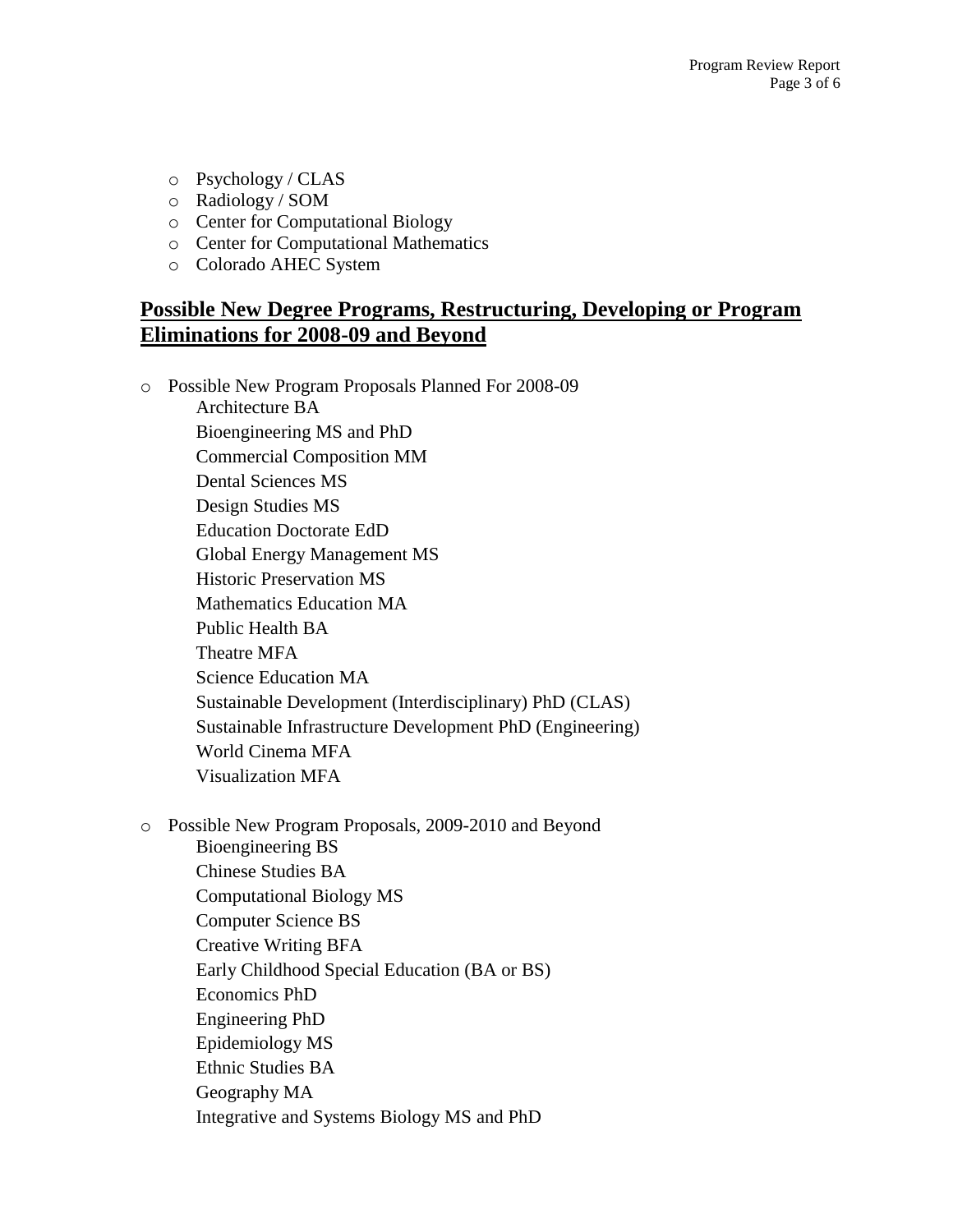- Psychology / CLAS
- Radiology / SOM
- Center for Computational Biology
- Center for Computational Mathematics
- Colorado AHEC System

## Possible New Degree Programs, Restructuring, Developing or Program Eliminations for 2008-09 and Beyond

- Possible New Program Proposals Planned For 2008-09
  - Architecture BA
  - Bioengineering MS and PhD
  - Commercial Composition MM
  - Dental Sciences MS
  - Design Studies MS
  - Education Doctorate EdD
  - Global Energy Management MS
  - Historic Preservation MS
  - Mathematics Education MA
  - Public Health BA
  - Theatre MFA
  - Science Education MA
  - Sustainable Development (Interdisciplinary) PhD (CLAS)
  - Sustainable Infrastructure Development PhD (Engineering)
  - World Cinema MFA
  - Visualization MFA

- Possible New Program Proposals, 2009-2010 and Beyond
  - Bioengineering BS
  - Chinese Studies BA
  - Computational Biology MS
  - Computer Science BS
  - Creative Writing BFA
  - Early Childhood Special Education (BA or BS)
  - Economics PhD
  - Engineering PhD
  - Epidemiology MS
  - Ethnic Studies BA
  - Geography MA
  - Integrative and Systems Biology MS and PhD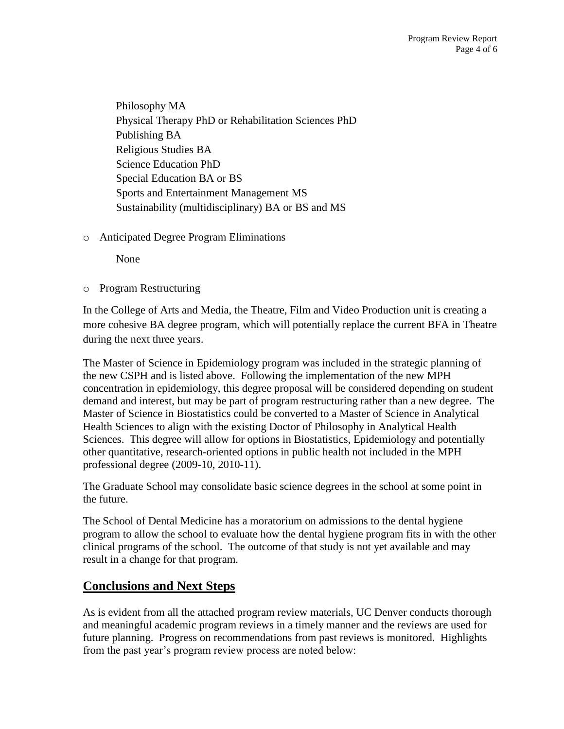Philosophy MA
Physical Therapy PhD or Rehabilitation Sciences PhD
Publishing BA
Religious Studies BA
Science Education PhD
Special Education BA or BS
Sports and Entertainment Management MS
Sustainability (multidisciplinary) BA or BS and MS

- Anticipated Degree Program Eliminations

  None

- Program Restructuring

In the College of Arts and Media, the Theatre, Film and Video Production unit is creating a more cohesive BA degree program, which will potentially replace the current BFA in Theatre during the next three years.

The Master of Science in Epidemiology program was included in the strategic planning of the new CSPH and is listed above. Following the implementation of the new MPH concentration in epidemiology, this degree proposal will be considered depending on student demand and interest, but may be part of program restructuring rather than a new degree. The Master of Science in Biostatistics could be converted to a Master of Science in Analytical Health Sciences to align with the existing Doctor of Philosophy in Analytical Health Sciences. This degree will allow for options in Biostatistics, Epidemiology and potentially other quantitative, research-oriented options in public health not included in the MPH professional degree (2009-10, 2010-11).

The Graduate School may consolidate basic science degrees in the school at some point in the future.

The School of Dental Medicine has a moratorium on admissions to the dental hygiene program to allow the school to evaluate how the dental hygiene program fits in with the other clinical programs of the school. The outcome of that study is not yet available and may result in a change for that program.

## Conclusions and Next Steps

As is evident from all the attached program review materials, UC Denver conducts thorough and meaningful academic program reviews in a timely manner and the reviews are used for future planning. Progress on recommendations from past reviews is monitored. Highlights from the past year's program review process are noted below: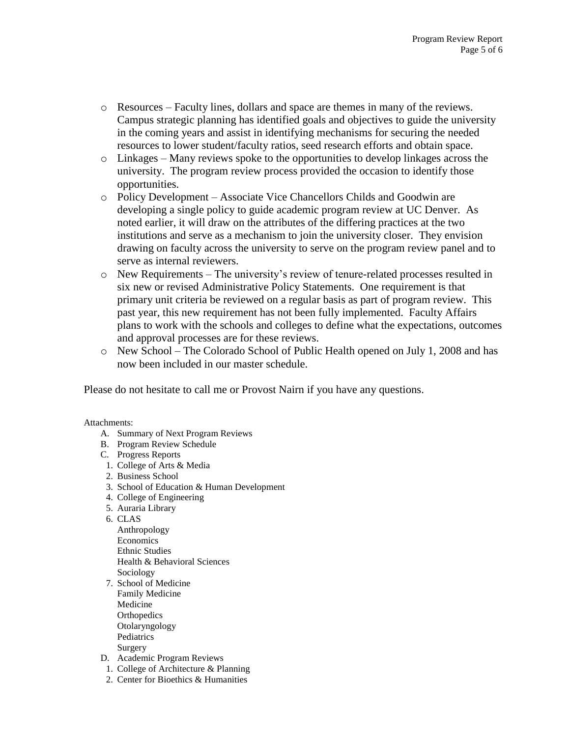- Resources – Faculty lines, dollars and space are themes in many of the reviews. Campus strategic planning has identified goals and objectives to guide the university in the coming years and assist in identifying mechanisms for securing the needed resources to lower student/faculty ratios, seed research efforts and obtain space.
- Linkages – Many reviews spoke to the opportunities to develop linkages across the university. The program review process provided the occasion to identify those opportunities.
- Policy Development – Associate Vice Chancellors Childs and Goodwin are developing a single policy to guide academic program review at UC Denver. As noted earlier, it will draw on the attributes of the differing practices at the two institutions and serve as a mechanism to join the university closer. They envision drawing on faculty across the university to serve on the program review panel and to serve as internal reviewers.
- New Requirements – The university's review of tenure-related processes resulted in six new or revised Administrative Policy Statements. One requirement is that primary unit criteria be reviewed on a regular basis as part of program review. This past year, this new requirement has not been fully implemented. Faculty Affairs plans to work with the schools and colleges to define what the expectations, outcomes and approval processes are for these reviews.
- New School – The Colorado School of Public Health opened on July 1, 2008 and has now been included in our master schedule.

Please do not hesitate to call me or Provost Nairn if you have any questions.

Attachments:

A. Summary of Next Program Reviews
B. Program Review Schedule
C. Progress Reports
  1. College of Arts & Media
  2. Business School
  3. School of Education & Human Development
  4. College of Engineering
  5. Auraria Library
  6. CLAS
     - Anthropology
     - Economics
     - Ethnic Studies
     - Health & Behavioral Sciences
     - Sociology
  7. School of Medicine
     - Family Medicine
     - Medicine
     - Orthopedics
     - Otolaryngology
     - Pediatrics
     - Surgery
D. Academic Program Reviews
  1. College of Architecture & Planning
  2. Center for Bioethics & Humanities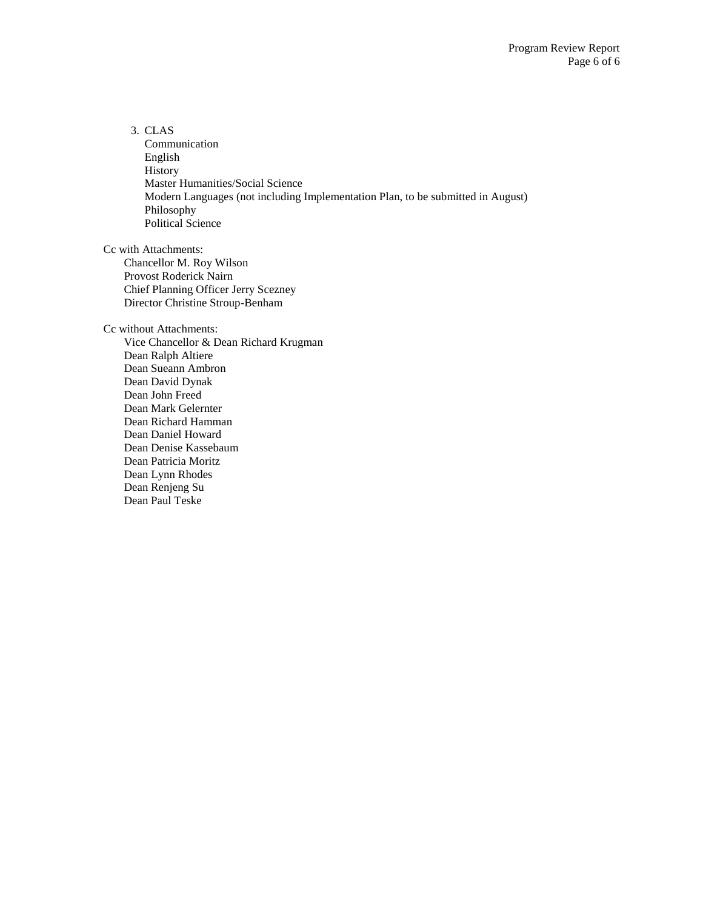3. CLAS
   Communication
   English
   History
   Master Humanities/Social Science
   Modern Languages (not including Implementation Plan, to be submitted in August)
   Philosophy
   Political Science

Cc with Attachments:
  Chancellor M. Roy Wilson
  Provost Roderick Nairn
  Chief Planning Officer Jerry Scezney
  Director Christine Stroup-Benham

Cc without Attachments:
  Vice Chancellor & Dean Richard Krugman
  Dean Ralph Altiere
  Dean Sueann Ambron
  Dean David Dynak
  Dean John Freed
  Dean Mark Gelernter
  Dean Richard Hamman
  Dean Daniel Howard
  Dean Denise Kassebaum
  Dean Patricia Moritz
  Dean Lynn Rhodes
  Dean Renjeng Su
  Dean Paul Teske